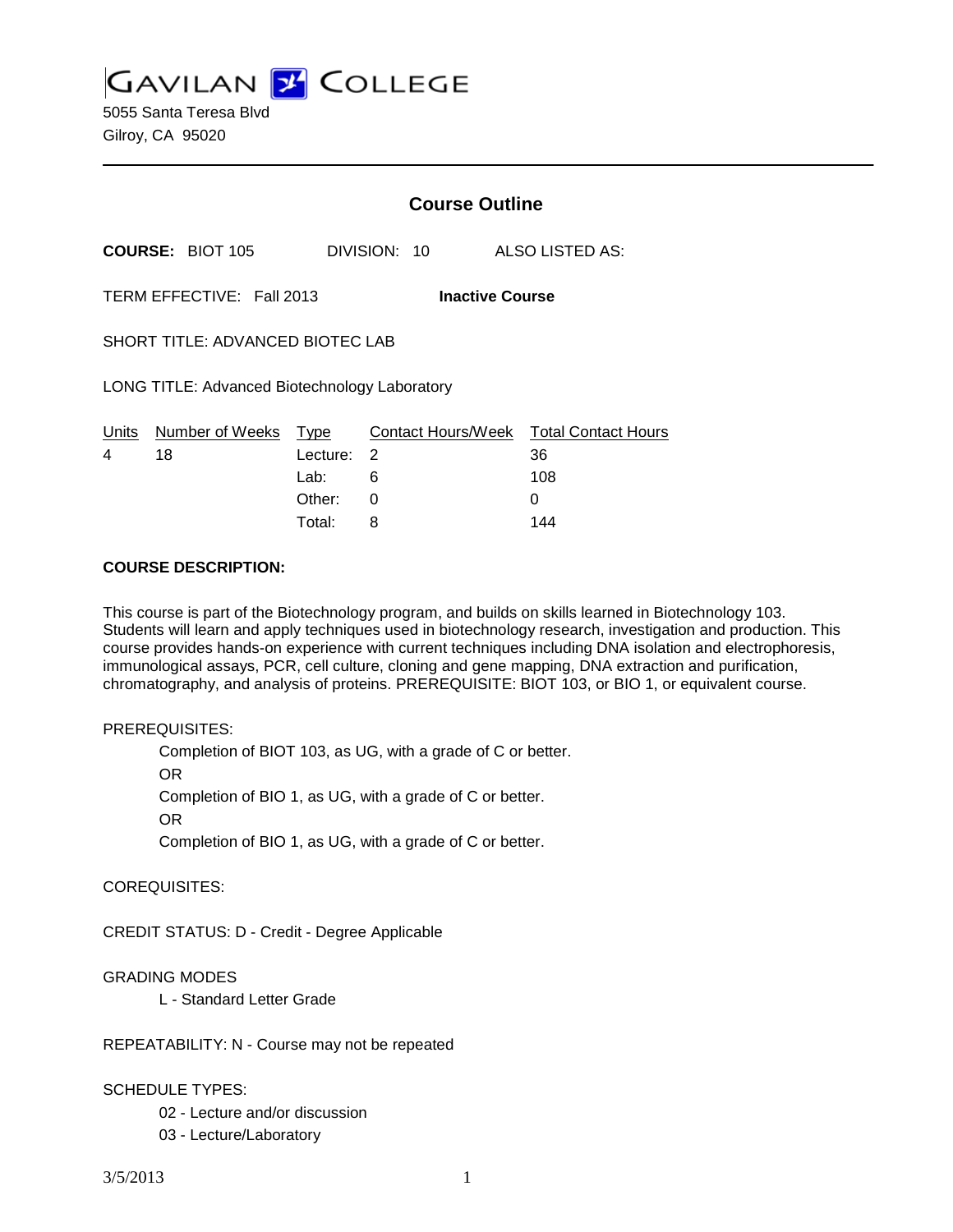# GAVILAN COLLEGE

5055 Santa Teresa Blvd
Gilroy, CA 95020

## Course Outline

**COURSE:** BIOT 105 DIVISION: 10 ALSO LISTED AS:

TERM EFFECTIVE: Fall 2013 **Inactive Course**

SHORT TITLE: ADVANCED BIOTEC LAB

LONG TITLE: Advanced Biotechnology Laboratory

| Units | Number of Weeks | Type | Contact Hours/Week | Total Contact Hours |
|---|---|---|---|---|
| 4 | 18 | Lecture: | 2 | 36 |
| | | Lab: | 6 | 108 |
| | | Other: | 0 | 0 |
| | | Total: | 8 | 144 |

**COURSE DESCRIPTION:**

This course is part of the Biotechnology program, and builds on skills learned in Biotechnology 103. Students will learn and apply techniques used in biotechnology research, investigation and production. This course provides hands-on experience with current techniques including DNA isolation and electrophoresis, immunological assays, PCR, cell culture, cloning and gene mapping, DNA extraction and purification, chromatography, and analysis of proteins. PREREQUISITE: BIOT 103, or BIO 1, or equivalent course.

PREREQUISITES:

Completion of BIOT 103, as UG, with a grade of C or better.
OR
Completion of BIO 1, as UG, with a grade of C or better.
OR
Completion of BIO 1, as UG, with a grade of C or better.

COREQUISITES:

CREDIT STATUS: D - Credit - Degree Applicable

GRADING MODES

L - Standard Letter Grade

REPEATABILITY: N - Course may not be repeated

SCHEDULE TYPES:

02 - Lecture and/or discussion
03 - Lecture/Laboratory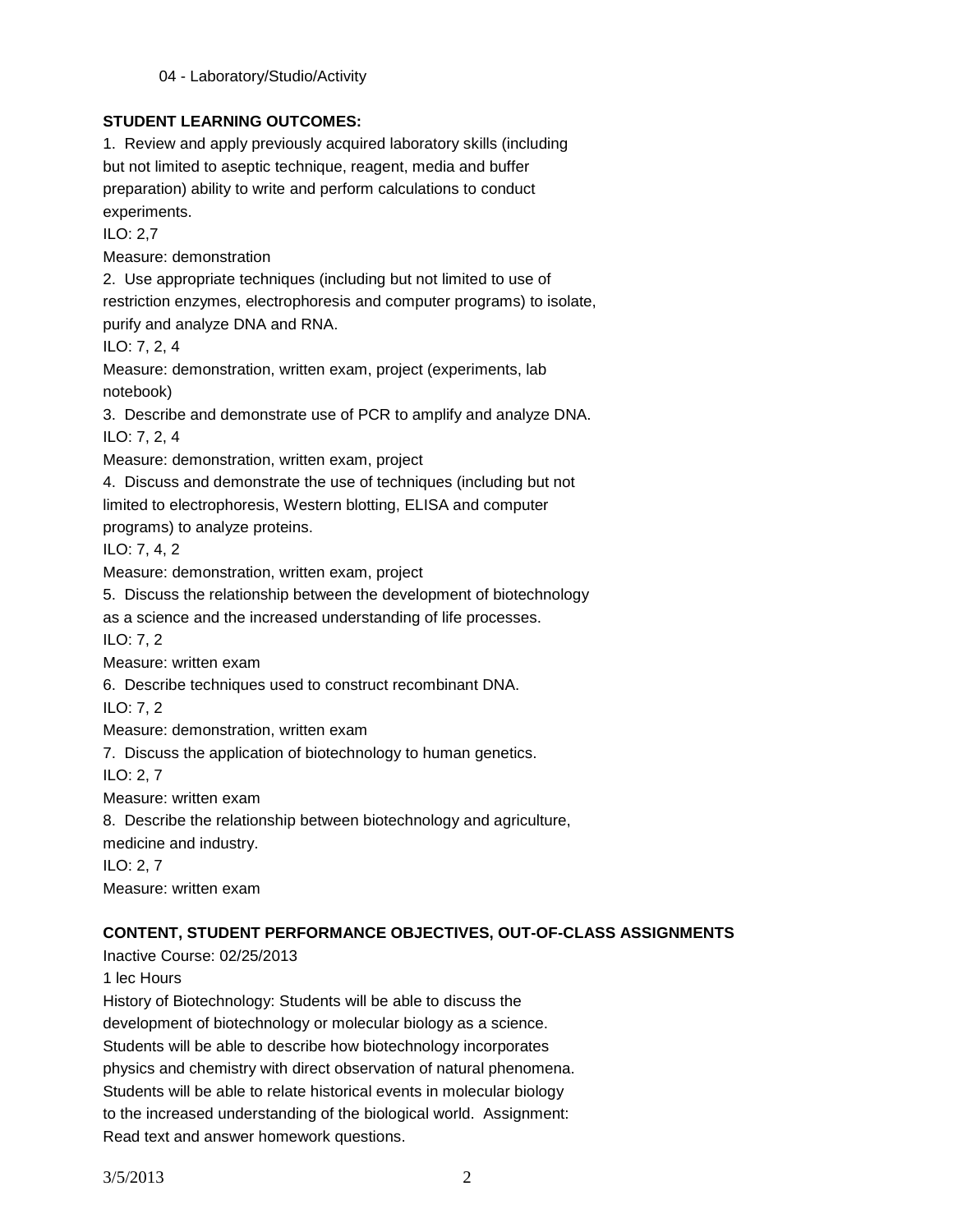04 - Laboratory/Studio/Activity

**STUDENT LEARNING OUTCOMES:**

1. Review and apply previously acquired laboratory skills (including but not limited to aseptic technique, reagent, media and buffer preparation) ability to write and perform calculations to conduct experiments.
ILO: 2,7
Measure: demonstration

2. Use appropriate techniques (including but not limited to use of restriction enzymes, electrophoresis and computer programs) to isolate, purify and analyze DNA and RNA.
ILO: 7, 2, 4
Measure: demonstration, written exam, project (experiments, lab notebook)

3. Describe and demonstrate use of PCR to amplify and analyze DNA.
ILO: 7, 2, 4
Measure: demonstration, written exam, project

4. Discuss and demonstrate the use of techniques (including but not limited to electrophoresis, Western blotting, ELISA and computer programs) to analyze proteins.
ILO: 7, 4, 2
Measure: demonstration, written exam, project

5. Discuss the relationship between the development of biotechnology as a science and the increased understanding of life processes.
ILO: 7, 2
Measure: written exam

6. Describe techniques used to construct recombinant DNA.
ILO: 7, 2
Measure: demonstration, written exam

7. Discuss the application of biotechnology to human genetics.
ILO: 2, 7
Measure: written exam

8. Describe the relationship between biotechnology and agriculture, medicine and industry.
ILO: 2, 7
Measure: written exam

**CONTENT, STUDENT PERFORMANCE OBJECTIVES, OUT-OF-CLASS ASSIGNMENTS**

Inactive Course: 02/25/2013

1 lec Hours

History of Biotechnology: Students will be able to discuss the development of biotechnology or molecular biology as a science. Students will be able to describe how biotechnology incorporates physics and chemistry with direct observation of natural phenomena. Students will be able to relate historical events in molecular biology to the increased understanding of the biological world. Assignment: Read text and answer homework questions.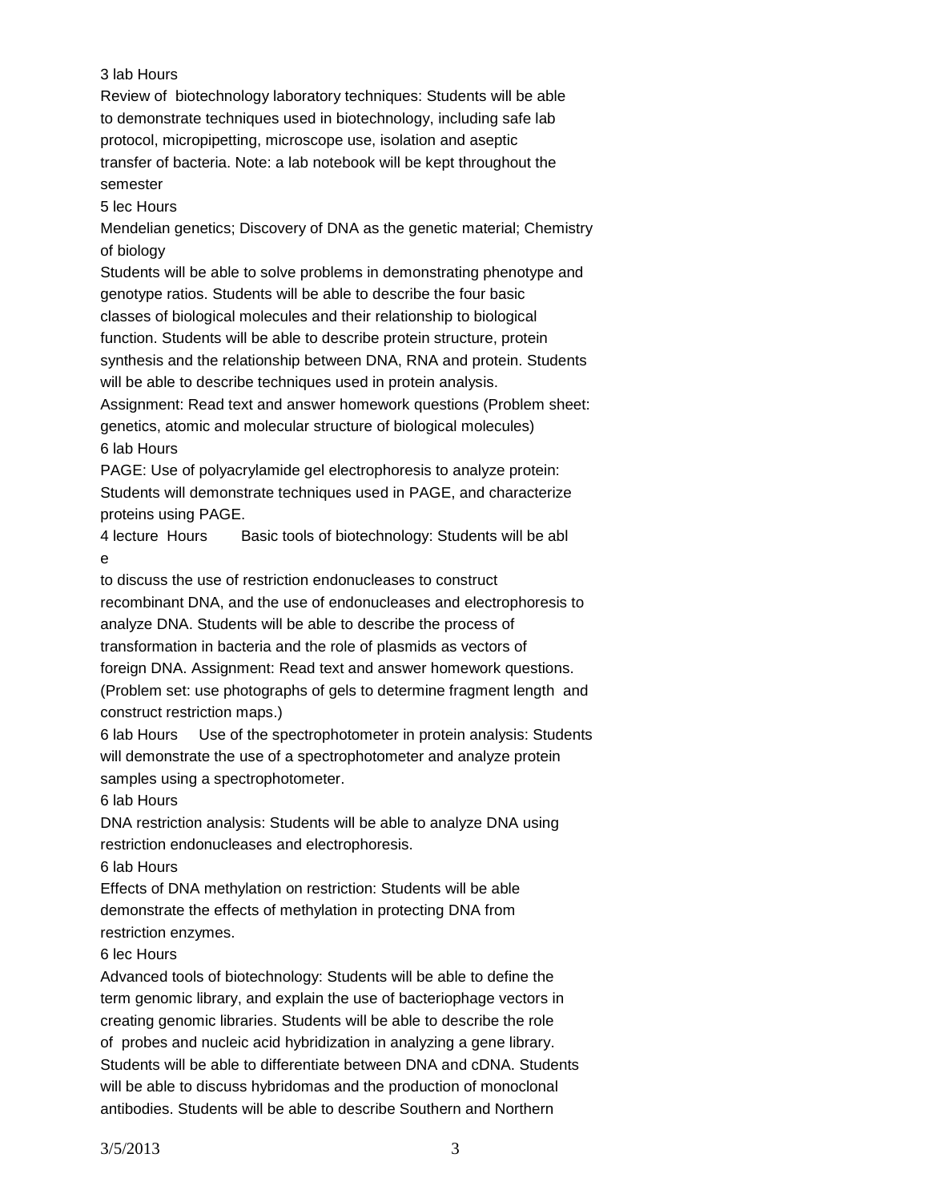3 lab Hours

Review of biotechnology laboratory techniques: Students will be able to demonstrate techniques used in biotechnology, including safe lab protocol, micropipetting, microscope use, isolation and aseptic transfer of bacteria. Note: a lab notebook will be kept throughout the semester

5 lec Hours

Mendelian genetics; Discovery of DNA as the genetic material; Chemistry of biology

Students will be able to solve problems in demonstrating phenotype and genotype ratios. Students will be able to describe the four basic classes of biological molecules and their relationship to biological function. Students will be able to describe protein structure, protein synthesis and the relationship between DNA, RNA and protein. Students will be able to describe techniques used in protein analysis.

Assignment: Read text and answer homework questions (Problem sheet: genetics, atomic and molecular structure of biological molecules)

6 lab Hours

PAGE: Use of polyacrylamide gel electrophoresis to analyze protein: Students will demonstrate techniques used in PAGE, and characterize proteins using PAGE.

4 lecture Hours Basic tools of biotechnology: Students will be able to discuss the use of restriction endonucleases to construct recombinant DNA, and the use of endonucleases and electrophoresis to analyze DNA. Students will be able to describe the process of transformation in bacteria and the role of plasmids as vectors of foreign DNA. Assignment: Read text and answer homework questions. (Problem set: use photographs of gels to determine fragment length and construct restriction maps.)

6 lab Hours Use of the spectrophotometer in protein analysis: Students will demonstrate the use of a spectrophotometer and analyze protein samples using a spectrophotometer.

6 lab Hours

DNA restriction analysis: Students will be able to analyze DNA using restriction endonucleases and electrophoresis.

6 lab Hours

Effects of DNA methylation on restriction: Students will be able demonstrate the effects of methylation in protecting DNA from restriction enzymes.

6 lec Hours

Advanced tools of biotechnology: Students will be able to define the term genomic library, and explain the use of bacteriophage vectors in creating genomic libraries. Students will be able to describe the role of probes and nucleic acid hybridization in analyzing a gene library. Students will be able to differentiate between DNA and cDNA. Students will be able to discuss hybridomas and the production of monoclonal antibodies. Students will be able to describe Southern and Northern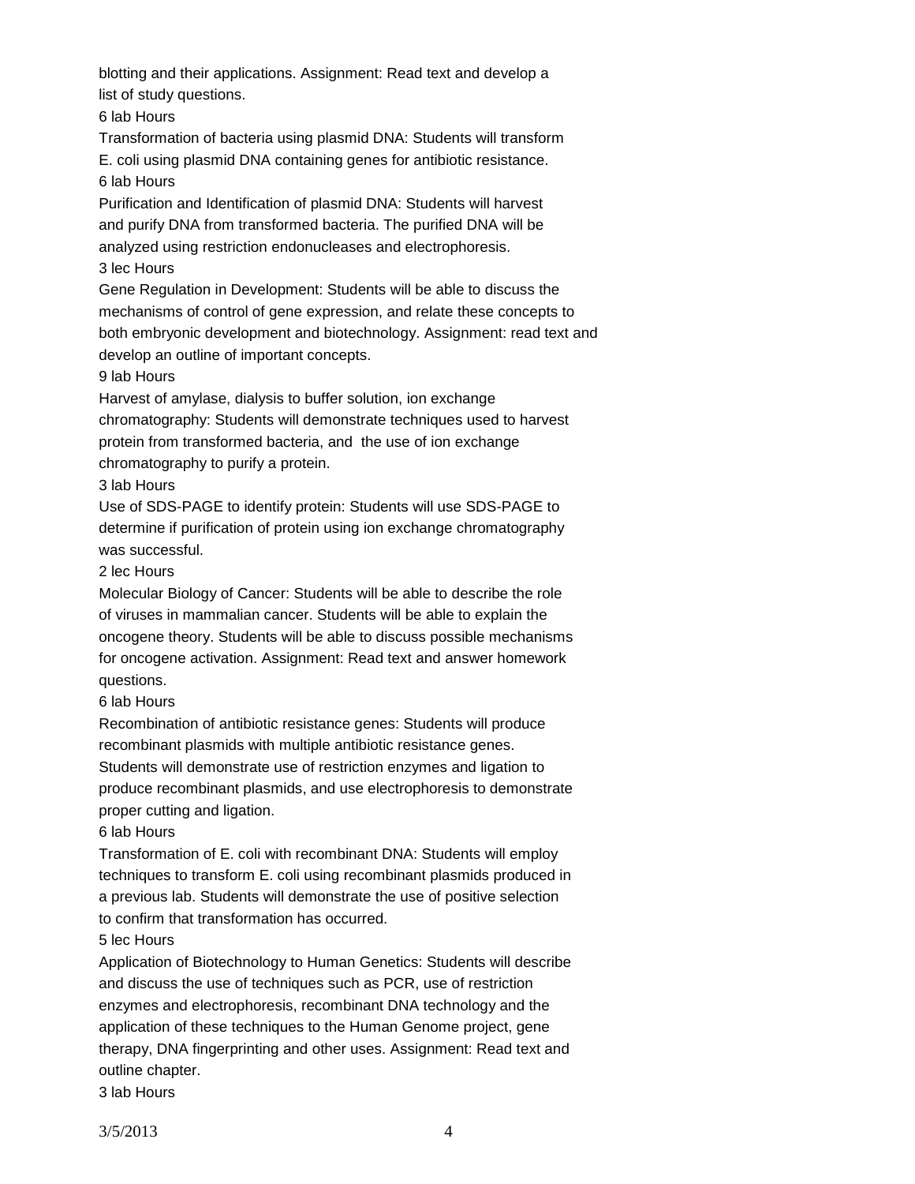blotting and their applications. Assignment: Read text and develop a list of study questions.

6 lab Hours

Transformation of bacteria using plasmid DNA: Students will transform E. coli using plasmid DNA containing genes for antibiotic resistance.

6 lab Hours

Purification and Identification of plasmid DNA: Students will harvest and purify DNA from transformed bacteria. The purified DNA will be analyzed using restriction endonucleases and electrophoresis.

3 lec Hours

Gene Regulation in Development: Students will be able to discuss the mechanisms of control of gene expression, and relate these concepts to both embryonic development and biotechnology. Assignment: read text and develop an outline of important concepts.

9 lab Hours

Harvest of amylase, dialysis to buffer solution, ion exchange chromatography: Students will demonstrate techniques used to harvest protein from transformed bacteria, and the use of ion exchange chromatography to purify a protein.

3 lab Hours

Use of SDS-PAGE to identify protein: Students will use SDS-PAGE to determine if purification of protein using ion exchange chromatography was successful.

2 lec Hours

Molecular Biology of Cancer: Students will be able to describe the role of viruses in mammalian cancer. Students will be able to explain the oncogene theory. Students will be able to discuss possible mechanisms for oncogene activation. Assignment: Read text and answer homework questions.

6 lab Hours

Recombination of antibiotic resistance genes: Students will produce recombinant plasmids with multiple antibiotic resistance genes. Students will demonstrate use of restriction enzymes and ligation to produce recombinant plasmids, and use electrophoresis to demonstrate proper cutting and ligation.

6 lab Hours

Transformation of E. coli with recombinant DNA: Students will employ techniques to transform E. coli using recombinant plasmids produced in a previous lab. Students will demonstrate the use of positive selection to confirm that transformation has occurred.

5 lec Hours

Application of Biotechnology to Human Genetics: Students will describe and discuss the use of techniques such as PCR, use of restriction enzymes and electrophoresis, recombinant DNA technology and the application of these techniques to the Human Genome project, gene therapy, DNA fingerprinting and other uses. Assignment: Read text and outline chapter.

3 lab Hours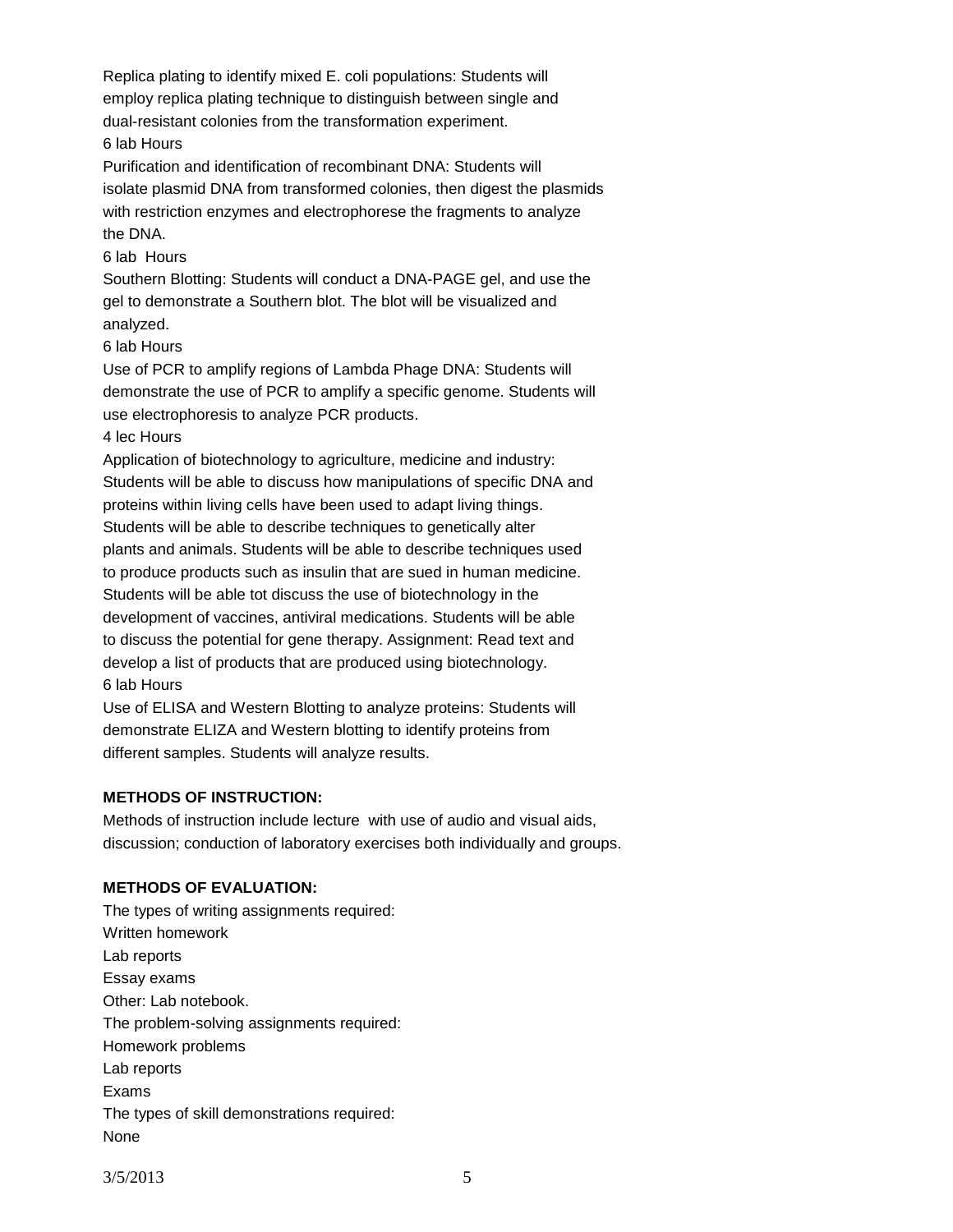Replica plating to identify mixed E. coli populations: Students will employ replica plating technique to distinguish between single and dual-resistant colonies from the transformation experiment.

6 lab Hours

Purification and identification of recombinant DNA: Students will isolate plasmid DNA from transformed colonies, then digest the plasmids with restriction enzymes and electrophorese the fragments to analyze the DNA.

6 lab Hours

Southern Blotting: Students will conduct a DNA-PAGE gel, and use the gel to demonstrate a Southern blot. The blot will be visualized and analyzed.

6 lab Hours

Use of PCR to amplify regions of Lambda Phage DNA: Students will demonstrate the use of PCR to amplify a specific genome. Students will use electrophoresis to analyze PCR products.

4 lec Hours

Application of biotechnology to agriculture, medicine and industry: Students will be able to discuss how manipulations of specific DNA and proteins within living cells have been used to adapt living things. Students will be able to describe techniques to genetically alter plants and animals. Students will be able to describe techniques used to produce products such as insulin that are sued in human medicine. Students will be able tot discuss the use of biotechnology in the development of vaccines, antiviral medications. Students will be able to discuss the potential for gene therapy. Assignment: Read text and develop a list of products that are produced using biotechnology.

6 lab Hours

Use of ELISA and Western Blotting to analyze proteins: Students will demonstrate ELIZA and Western blotting to identify proteins from different samples. Students will analyze results.

**METHODS OF INSTRUCTION:**

Methods of instruction include lecture with use of audio and visual aids, discussion; conduction of laboratory exercises both individually and groups.

**METHODS OF EVALUATION:**

The types of writing assignments required:
Written homework
Lab reports
Essay exams
Other: Lab notebook.
The problem-solving assignments required:
Homework problems
Lab reports
Exams
The types of skill demonstrations required:
None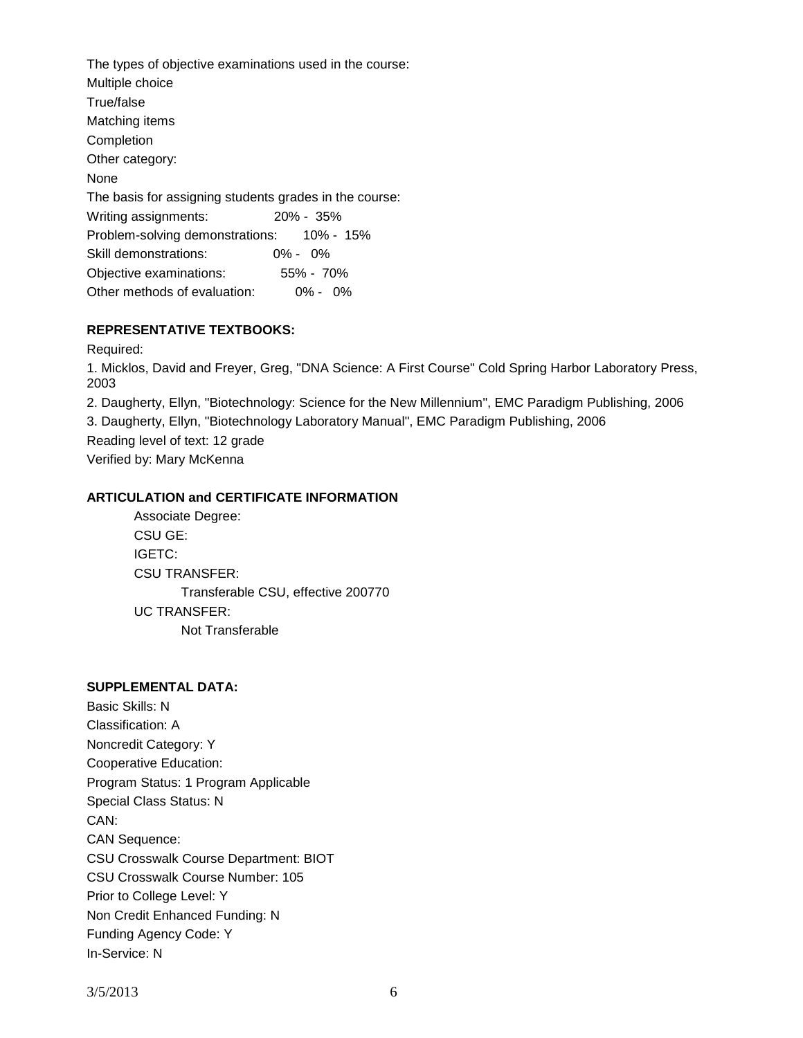The types of objective examinations used in the course:

Multiple choice

True/false

Matching items

Completion

Other category:

None

The basis for assigning students grades in the course:

Writing assignments: 20% - 35%

Problem-solving demonstrations: 10% - 15%

Skill demonstrations: 0% - 0%

Objective examinations: 55% - 70%

Other methods of evaluation: 0% - 0%

**REPRESENTATIVE TEXTBOOKS:**

Required:

1. Micklos, David and Freyer, Greg, "DNA Science: A First Course" Cold Spring Harbor Laboratory Press, 2003
2. Daugherty, Ellyn, "Biotechnology: Science for the New Millennium", EMC Paradigm Publishing, 2006
3. Daugherty, Ellyn, "Biotechnology Laboratory Manual", EMC Paradigm Publishing, 2006

Reading level of text: 12 grade

Verified by: Mary McKenna

**ARTICULATION and CERTIFICATE INFORMATION**

Associate Degree:

CSU GE:

IGETC:

CSU TRANSFER:

Transferable CSU, effective 200770

UC TRANSFER:

Not Transferable

**SUPPLEMENTAL DATA:**

Basic Skills: N

Classification: A

Noncredit Category: Y

Cooperative Education:

Program Status: 1 Program Applicable

Special Class Status: N

CAN:

CAN Sequence:

CSU Crosswalk Course Department: BIOT

CSU Crosswalk Course Number: 105

Prior to College Level: Y

Non Credit Enhanced Funding: N

Funding Agency Code: Y

In-Service: N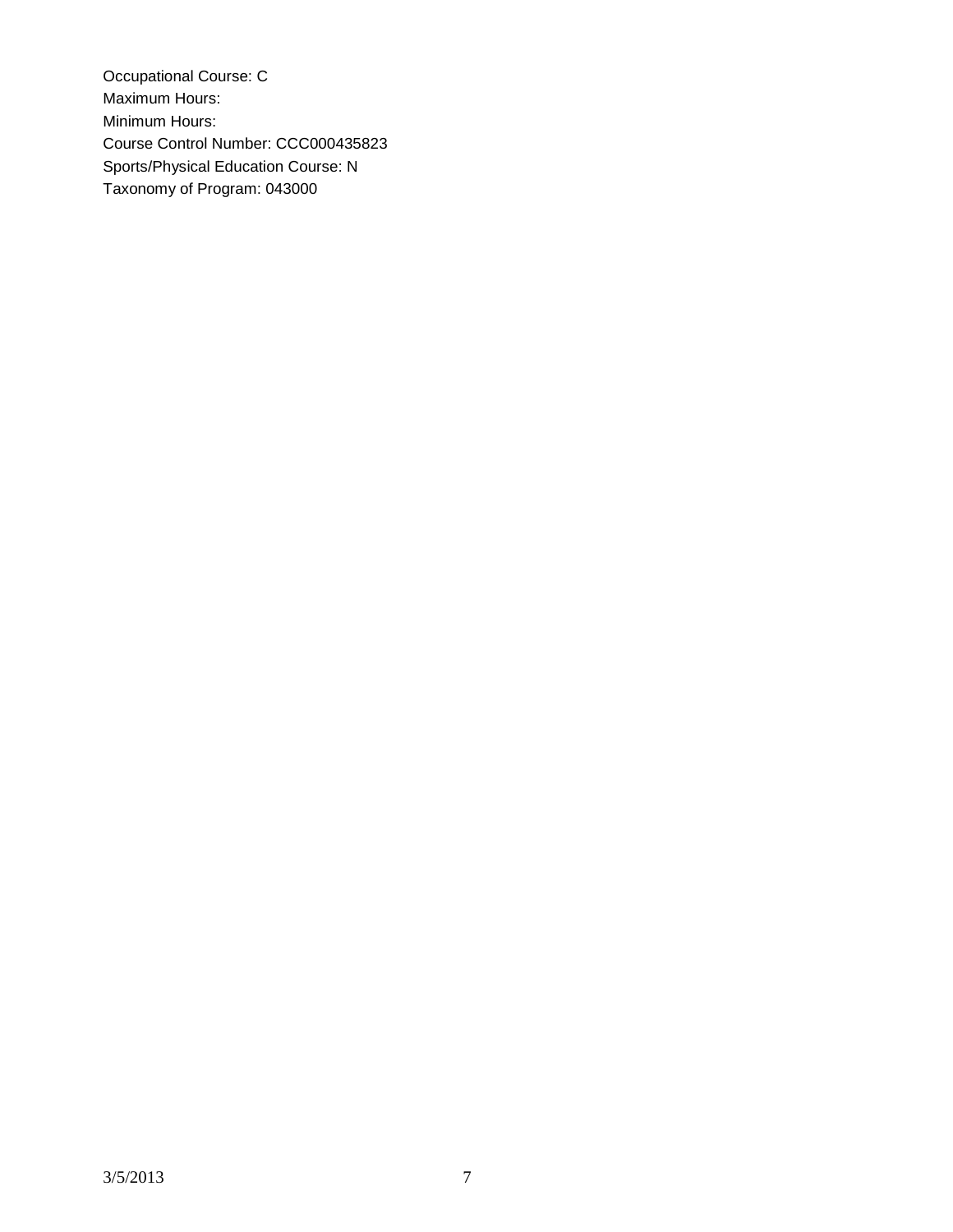Occupational Course: C
Maximum Hours:
Minimum Hours:
Course Control Number: CCC000435823
Sports/Physical Education Course: N
Taxonomy of Program: 043000